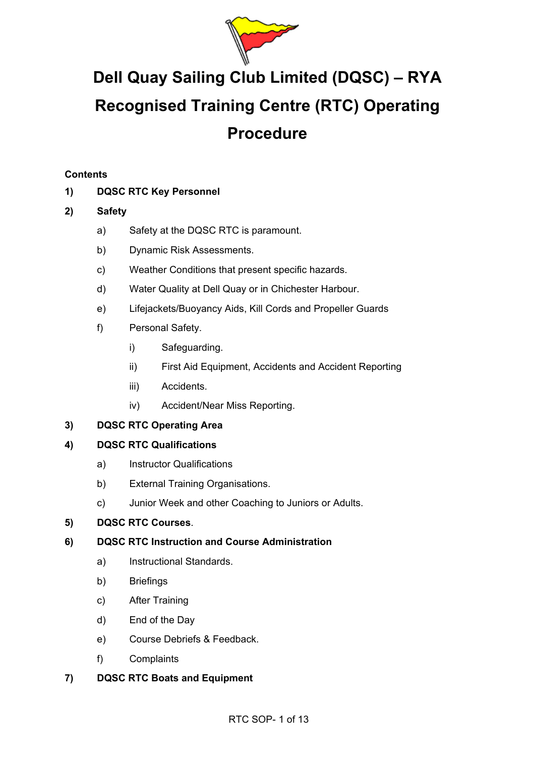# Dell Quay Sailing Club Limited (DQSC) – RYA Recognised Training Centre (RTC) Operating Procedure

**Contents**

**1) DQSC RTC Key Personnel**

**2) Safety**

- a) Safety at the DQSC RTC is paramount.
- b) Dynamic Risk Assessments.
- c) Weather Conditions that present specific hazards.
- d) Water Quality at Dell Quay or in Chichester Harbour.
- e) Lifejackets/Buoyancy Aids, Kill Cords and Propeller Guards
- f) Personal Safety.
  - i) Safeguarding.
  - ii) First Aid Equipment, Accidents and Accident Reporting
  - iii) Accidents.
  - iv) Accident/Near Miss Reporting.

**3) DQSC RTC Operating Area**

**4) DQSC RTC Qualifications**

- a) Instructor Qualifications
- b) External Training Organisations.
- c) Junior Week and other Coaching to Juniors or Adults.

**5) DQSC RTC Courses**.

**6) DQSC RTC Instruction and Course Administration**

- a) Instructional Standards.
- b) Briefings
- c) After Training
- d) End of the Day
- e) Course Debriefs & Feedback.
- f) Complaints

**7) DQSC RTC Boats and Equipment**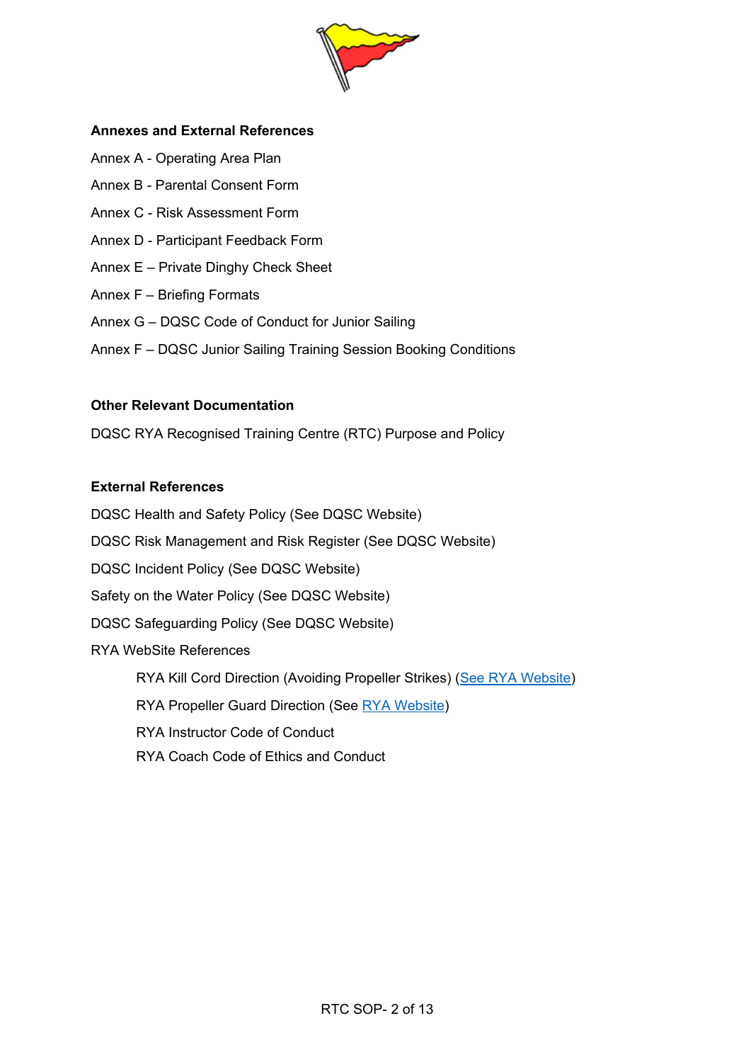**Annexes and External References**

Annex A - Operating Area Plan

Annex B - Parental Consent Form

Annex C - Risk Assessment Form

Annex D - Participant Feedback Form

Annex E – Private Dinghy Check Sheet

Annex F – Briefing Formats

Annex G – DQSC Code of Conduct for Junior Sailing

Annex F – DQSC Junior Sailing Training Session Booking Conditions

**Other Relevant Documentation**

DQSC RYA Recognised Training Centre (RTC) Purpose and Policy

**External References**

DQSC Health and Safety Policy (See DQSC Website)

DQSC Risk Management and Risk Register (See DQSC Website)

DQSC Incident Policy (See DQSC Website)

Safety on the Water Policy (See DQSC Website)

DQSC Safeguarding Policy (See DQSC Website)

RYA WebSite References

- RYA Kill Cord Direction (Avoiding Propeller Strikes) (See RYA Website)
- RYA Propeller Guard Direction (See RYA Website)
- RYA Instructor Code of Conduct
- RYA Coach Code of Ethics and Conduct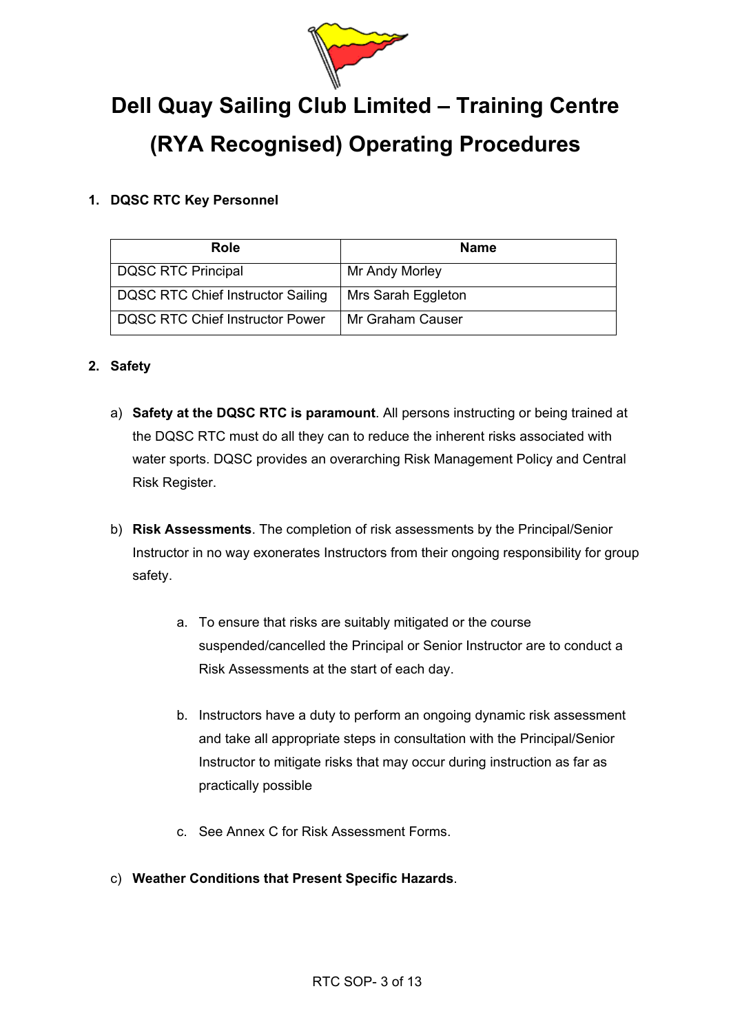# Dell Quay Sailing Club Limited – Training Centre (RYA Recognised) Operating Procedures

## 1. DQSC RTC Key Personnel

| Role | Name |
|---|---|
| DQSC RTC Principal | Mr Andy Morley |
| DQSC RTC Chief Instructor Sailing | Mrs Sarah Eggleton |
| DQSC RTC Chief Instructor Power | Mr Graham Causer |

## 2. Safety

a) **Safety at the DQSC RTC is paramount**. All persons instructing or being trained at the DQSC RTC must do all they can to reduce the inherent risks associated with water sports. DQSC provides an overarching Risk Management Policy and Central Risk Register.

b) **Risk Assessments**. The completion of risk assessments by the Principal/Senior Instructor in no way exonerates Instructors from their ongoing responsibility for group safety.

   a. To ensure that risks are suitably mitigated or the course suspended/cancelled the Principal or Senior Instructor are to conduct a Risk Assessments at the start of each day.

   b. Instructors have a duty to perform an ongoing dynamic risk assessment and take all appropriate steps in consultation with the Principal/Senior Instructor to mitigate risks that may occur during instruction as far as practically possible

   c. See Annex C for Risk Assessment Forms.

c) **Weather Conditions that Present Specific Hazards**.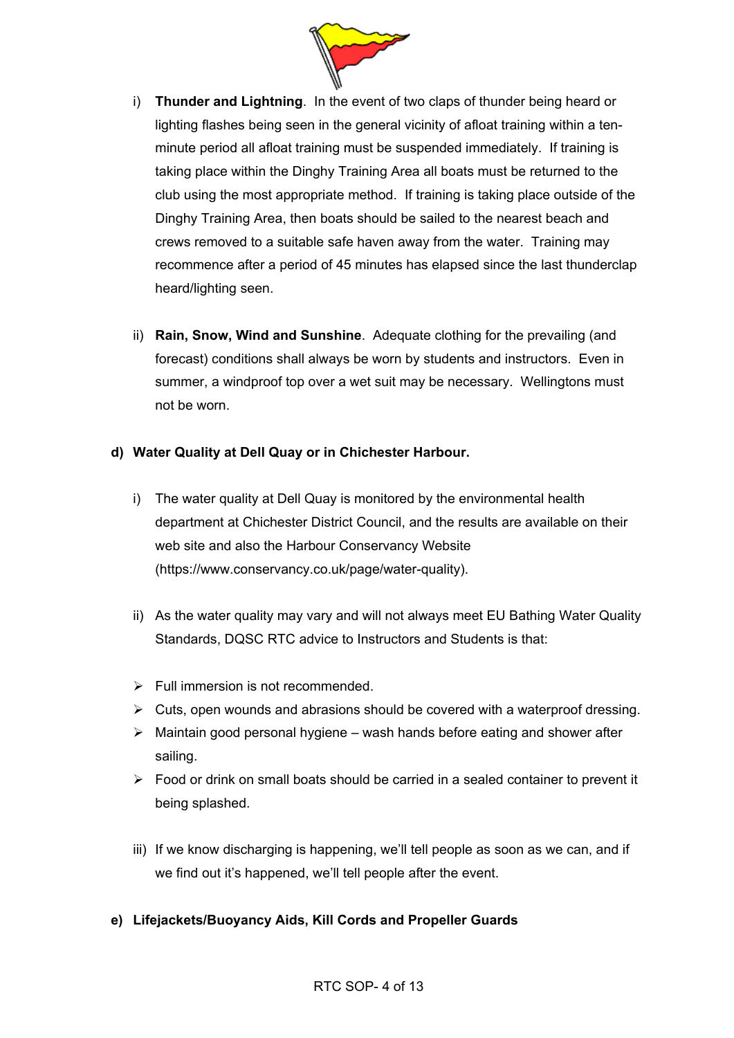i) **Thunder and Lightning**. In the event of two claps of thunder being heard or lighting flashes being seen in the general vicinity of afloat training within a ten-minute period all afloat training must be suspended immediately. If training is taking place within the Dinghy Training Area all boats must be returned to the club using the most appropriate method. If training is taking place outside of the Dinghy Training Area, then boats should be sailed to the nearest beach and crews removed to a suitable safe haven away from the water. Training may recommence after a period of 45 minutes has elapsed since the last thunderclap heard/lighting seen.

ii) **Rain, Snow, Wind and Sunshine**. Adequate clothing for the prevailing (and forecast) conditions shall always be worn by students and instructors. Even in summer, a windproof top over a wet suit may be necessary. Wellingtons must not be worn.

**d) Water Quality at Dell Quay or in Chichester Harbour.**

i) The water quality at Dell Quay is monitored by the environmental health department at Chichester District Council, and the results are available on their web site and also the Harbour Conservancy Website (https://www.conservancy.co.uk/page/water-quality).

ii) As the water quality may vary and will not always meet EU Bathing Water Quality Standards, DQSC RTC advice to Instructors and Students is that:

- Full immersion is not recommended.
- Cuts, open wounds and abrasions should be covered with a waterproof dressing.
- Maintain good personal hygiene – wash hands before eating and shower after sailing.
- Food or drink on small boats should be carried in a sealed container to prevent it being splashed.

iii) If we know discharging is happening, we'll tell people as soon as we can, and if we find out it's happened, we'll tell people after the event.

**e) Lifejackets/Buoyancy Aids, Kill Cords and Propeller Guards**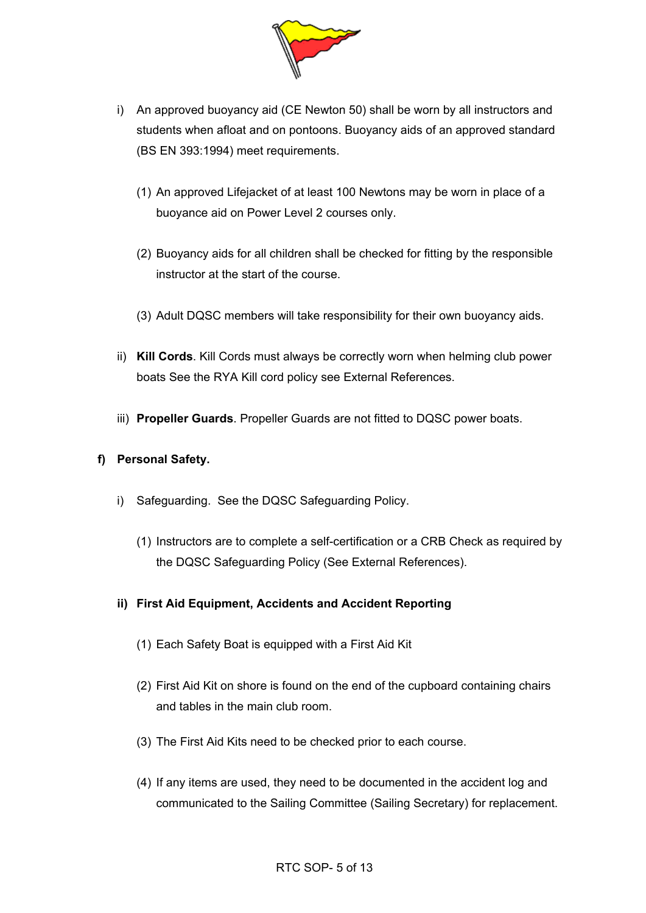i) An approved buoyancy aid (CE Newton 50) shall be worn by all instructors and students when afloat and on pontoons. Buoyancy aids of an approved standard (BS EN 393:1994) meet requirements.

   (1) An approved Lifejacket of at least 100 Newtons may be worn in place of a buoyance aid on Power Level 2 courses only.

   (2) Buoyancy aids for all children shall be checked for fitting by the responsible instructor at the start of the course.

   (3) Adult DQSC members will take responsibility for their own buoyancy aids.

ii) **Kill Cords**. Kill Cords must always be correctly worn when helming club power boats See the RYA Kill cord policy see External References.

iii) **Propeller Guards**. Propeller Guards are not fitted to DQSC power boats.

**f) Personal Safety.**

i) Safeguarding. See the DQSC Safeguarding Policy.

   (1) Instructors are to complete a self-certification or a CRB Check as required by the DQSC Safeguarding Policy (See External References).

**ii) First Aid Equipment, Accidents and Accident Reporting**

   (1) Each Safety Boat is equipped with a First Aid Kit

   (2) First Aid Kit on shore is found on the end of the cupboard containing chairs and tables in the main club room.

   (3) The First Aid Kits need to be checked prior to each course.

   (4) If any items are used, they need to be documented in the accident log and communicated to the Sailing Committee (Sailing Secretary) for replacement.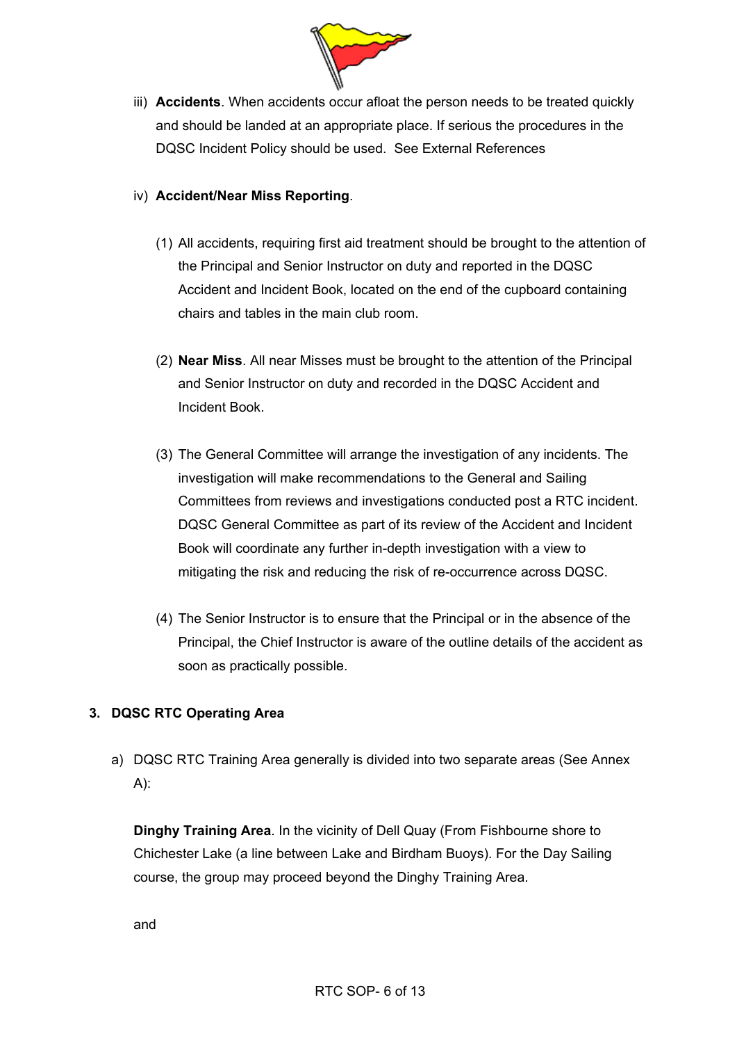iii) **Accidents**. When accidents occur afloat the person needs to be treated quickly and should be landed at an appropriate place. If serious the procedures in the DQSC Incident Policy should be used. See External References

iv) **Accident/Near Miss Reporting**.

(1) All accidents, requiring first aid treatment should be brought to the attention of the Principal and Senior Instructor on duty and reported in the DQSC Accident and Incident Book, located on the end of the cupboard containing chairs and tables in the main club room.

(2) **Near Miss**. All near Misses must be brought to the attention of the Principal and Senior Instructor on duty and recorded in the DQSC Accident and Incident Book.

(3) The General Committee will arrange the investigation of any incidents. The investigation will make recommendations to the General and Sailing Committees from reviews and investigations conducted post a RTC incident. DQSC General Committee as part of its review of the Accident and Incident Book will coordinate any further in-depth investigation with a view to mitigating the risk and reducing the risk of re-occurrence across DQSC.

(4) The Senior Instructor is to ensure that the Principal or in the absence of the Principal, the Chief Instructor is aware of the outline details of the accident as soon as practically possible.

**3. DQSC RTC Operating Area**

a) DQSC RTC Training Area generally is divided into two separate areas (See Annex A):

**Dinghy Training Area**. In the vicinity of Dell Quay (From Fishbourne shore to Chichester Lake (a line between Lake and Birdham Buoys). For the Day Sailing course, the group may proceed beyond the Dinghy Training Area.

and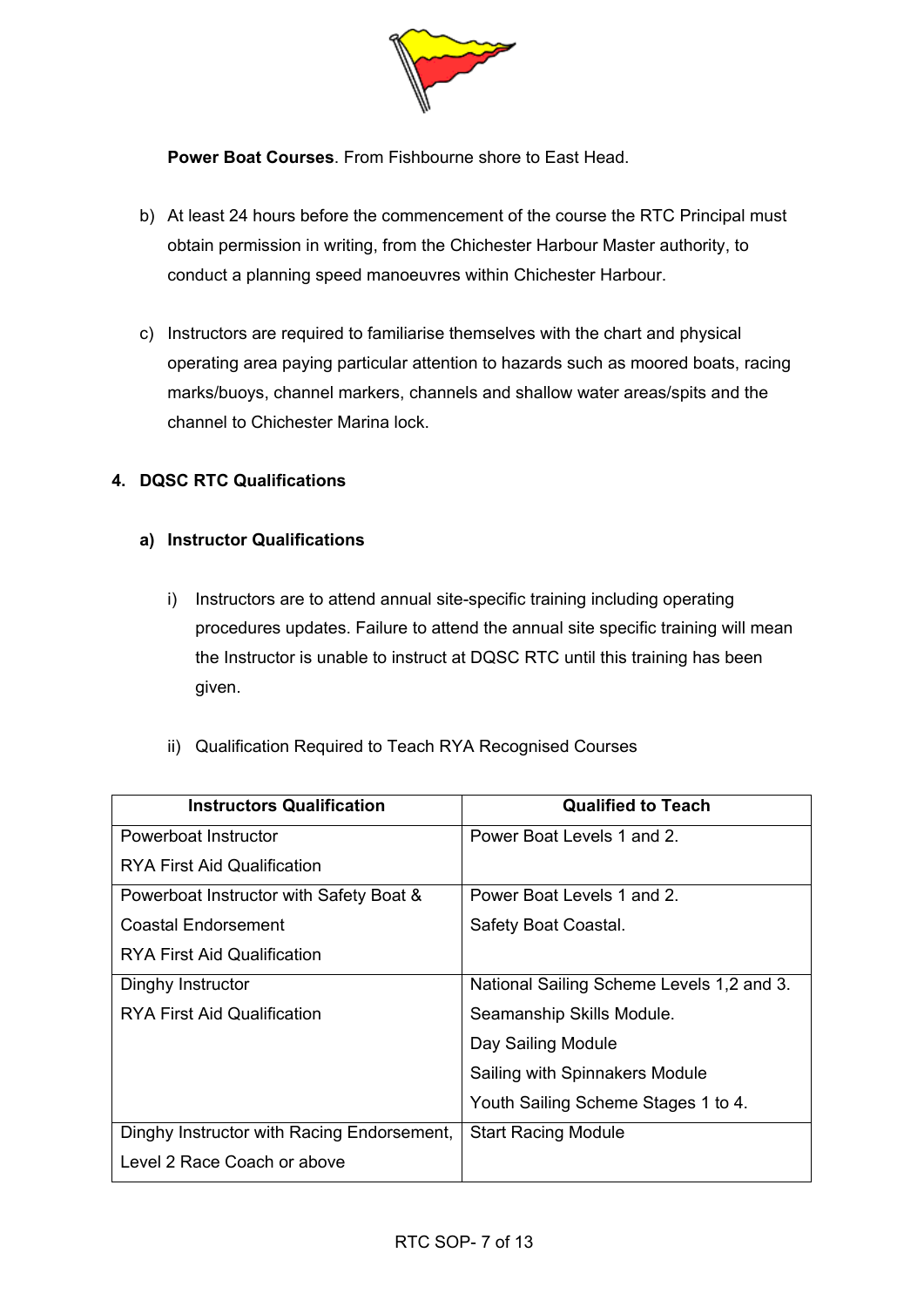**Power Boat Courses**. From Fishbourne shore to East Head.

b) At least 24 hours before the commencement of the course the RTC Principal must obtain permission in writing, from the Chichester Harbour Master authority, to conduct a planning speed manoeuvres within Chichester Harbour.

c) Instructors are required to familiarise themselves with the chart and physical operating area paying particular attention to hazards such as moored boats, racing marks/buoys, channel markers, channels and shallow water areas/spits and the channel to Chichester Marina lock.

## 4. DQSC RTC Qualifications

### a) Instructor Qualifications

i) Instructors are to attend annual site-specific training including operating procedures updates. Failure to attend the annual site specific training will mean the Instructor is unable to instruct at DQSC RTC until this training has been given.

ii) Qualification Required to Teach RYA Recognised Courses

| Instructors Qualification | Qualified to Teach |
|---|---|
| Powerboat Instructor<br>RYA First Aid Qualification | Power Boat Levels 1 and 2. |
| Powerboat Instructor with Safety Boat & Coastal Endorsement<br>RYA First Aid Qualification | Power Boat Levels 1 and 2.<br>Safety Boat Coastal. |
| Dinghy Instructor<br>RYA First Aid Qualification | National Sailing Scheme Levels 1,2 and 3.<br>Seamanship Skills Module.<br>Day Sailing Module<br>Sailing with Spinnakers Module<br>Youth Sailing Scheme Stages 1 to 4. |
| Dinghy Instructor with Racing Endorsement, Level 2 Race Coach or above | Start Racing Module |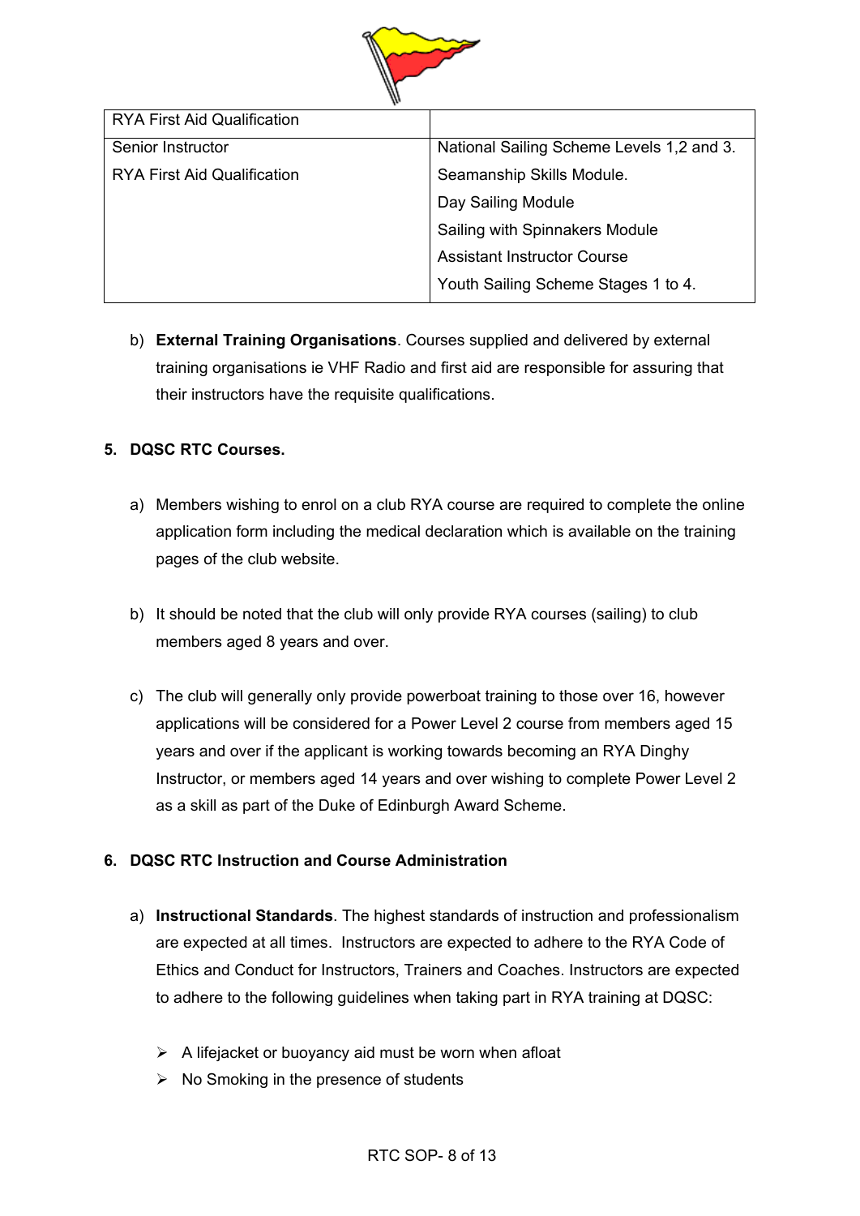| RYA First Aid Qualification | |
|---|---|
| Senior Instructor<br>RYA First Aid Qualification | National Sailing Scheme Levels 1,2 and 3.<br>Seamanship Skills Module.<br>Day Sailing Module<br>Sailing with Spinnakers Module<br>Assistant Instructor Course<br>Youth Sailing Scheme Stages 1 to 4. |

b) **External Training Organisations**. Courses supplied and delivered by external training organisations ie VHF Radio and first aid are responsible for assuring that their instructors have the requisite qualifications.

**5. DQSC RTC Courses.**

a) Members wishing to enrol on a club RYA course are required to complete the online application form including the medical declaration which is available on the training pages of the club website.

b) It should be noted that the club will only provide RYA courses (sailing) to club members aged 8 years and over.

c) The club will generally only provide powerboat training to those over 16, however applications will be considered for a Power Level 2 course from members aged 15 years and over if the applicant is working towards becoming an RYA Dinghy Instructor, or members aged 14 years and over wishing to complete Power Level 2 as a skill as part of the Duke of Edinburgh Award Scheme.

**6. DQSC RTC Instruction and Course Administration**

a) **Instructional Standards**. The highest standards of instruction and professionalism are expected at all times. Instructors are expected to adhere to the RYA Code of Ethics and Conduct for Instructors, Trainers and Coaches. Instructors are expected to adhere to the following guidelines when taking part in RYA training at DQSC:

- A lifejacket or buoyancy aid must be worn when afloat
- No Smoking in the presence of students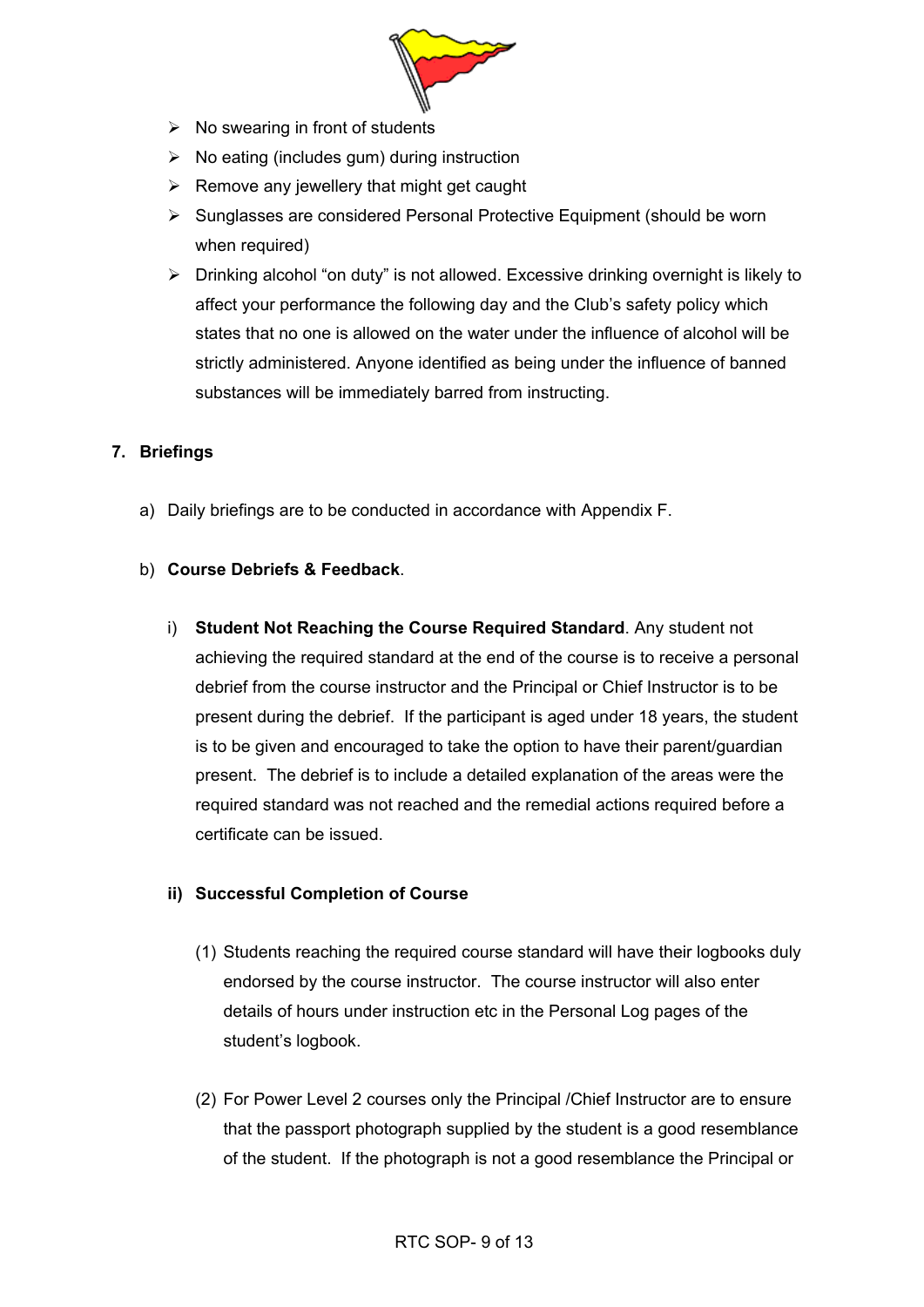- No swearing in front of students
- No eating (includes gum) during instruction
- Remove any jewellery that might get caught
- Sunglasses are considered Personal Protective Equipment (should be worn when required)
- Drinking alcohol "on duty" is not allowed. Excessive drinking overnight is likely to affect your performance the following day and the Club's safety policy which states that no one is allowed on the water under the influence of alcohol will be strictly administered. Anyone identified as being under the influence of banned substances will be immediately barred from instructing.

## 7. Briefings

a) Daily briefings are to be conducted in accordance with Appendix F.

b) **Course Debriefs & Feedback**.

i) **Student Not Reaching the Course Required Standard**. Any student not achieving the required standard at the end of the course is to receive a personal debrief from the course instructor and the Principal or Chief Instructor is to be present during the debrief. If the participant is aged under 18 years, the student is to be given and encouraged to take the option to have their parent/guardian present. The debrief is to include a detailed explanation of the areas were the required standard was not reached and the remedial actions required before a certificate can be issued.

**ii) Successful Completion of Course**

(1) Students reaching the required course standard will have their logbooks duly endorsed by the course instructor. The course instructor will also enter details of hours under instruction etc in the Personal Log pages of the student's logbook.

(2) For Power Level 2 courses only the Principal /Chief Instructor are to ensure that the passport photograph supplied by the student is a good resemblance of the student. If the photograph is not a good resemblance the Principal or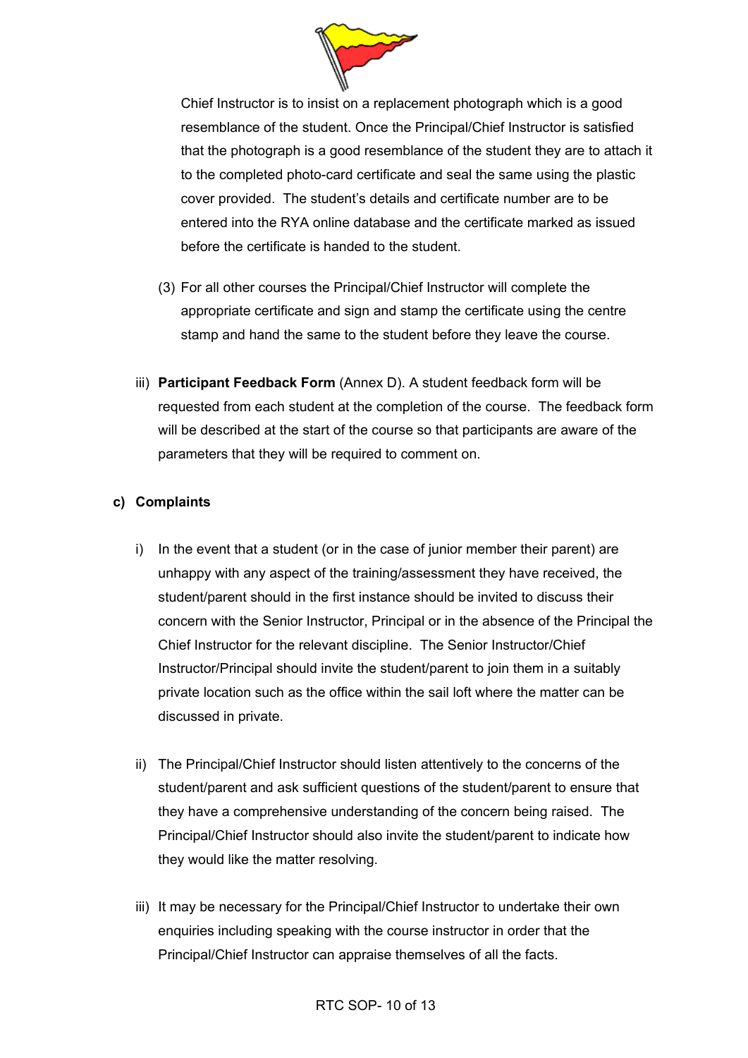Chief Instructor is to insist on a replacement photograph which is a good resemblance of the student. Once the Principal/Chief Instructor is satisfied that the photograph is a good resemblance of the student they are to attach it to the completed photo-card certificate and seal the same using the plastic cover provided. The student's details and certificate number are to be entered into the RYA online database and the certificate marked as issued before the certificate is handed to the student.

(3) For all other courses the Principal/Chief Instructor will complete the appropriate certificate and sign and stamp the certificate using the centre stamp and hand the same to the student before they leave the course.

iii) **Participant Feedback Form** (Annex D). A student feedback form will be requested from each student at the completion of the course. The feedback form will be described at the start of the course so that participants are aware of the parameters that they will be required to comment on.

**c) Complaints**

i) In the event that a student (or in the case of junior member their parent) are unhappy with any aspect of the training/assessment they have received, the student/parent should in the first instance should be invited to discuss their concern with the Senior Instructor, Principal or in the absence of the Principal the Chief Instructor for the relevant discipline. The Senior Instructor/Chief Instructor/Principal should invite the student/parent to join them in a suitably private location such as the office within the sail loft where the matter can be discussed in private.

ii) The Principal/Chief Instructor should listen attentively to the concerns of the student/parent and ask sufficient questions of the student/parent to ensure that they have a comprehensive understanding of the concern being raised. The Principal/Chief Instructor should also invite the student/parent to indicate how they would like the matter resolving.

iii) It may be necessary for the Principal/Chief Instructor to undertake their own enquiries including speaking with the course instructor in order that the Principal/Chief Instructor can appraise themselves of all the facts.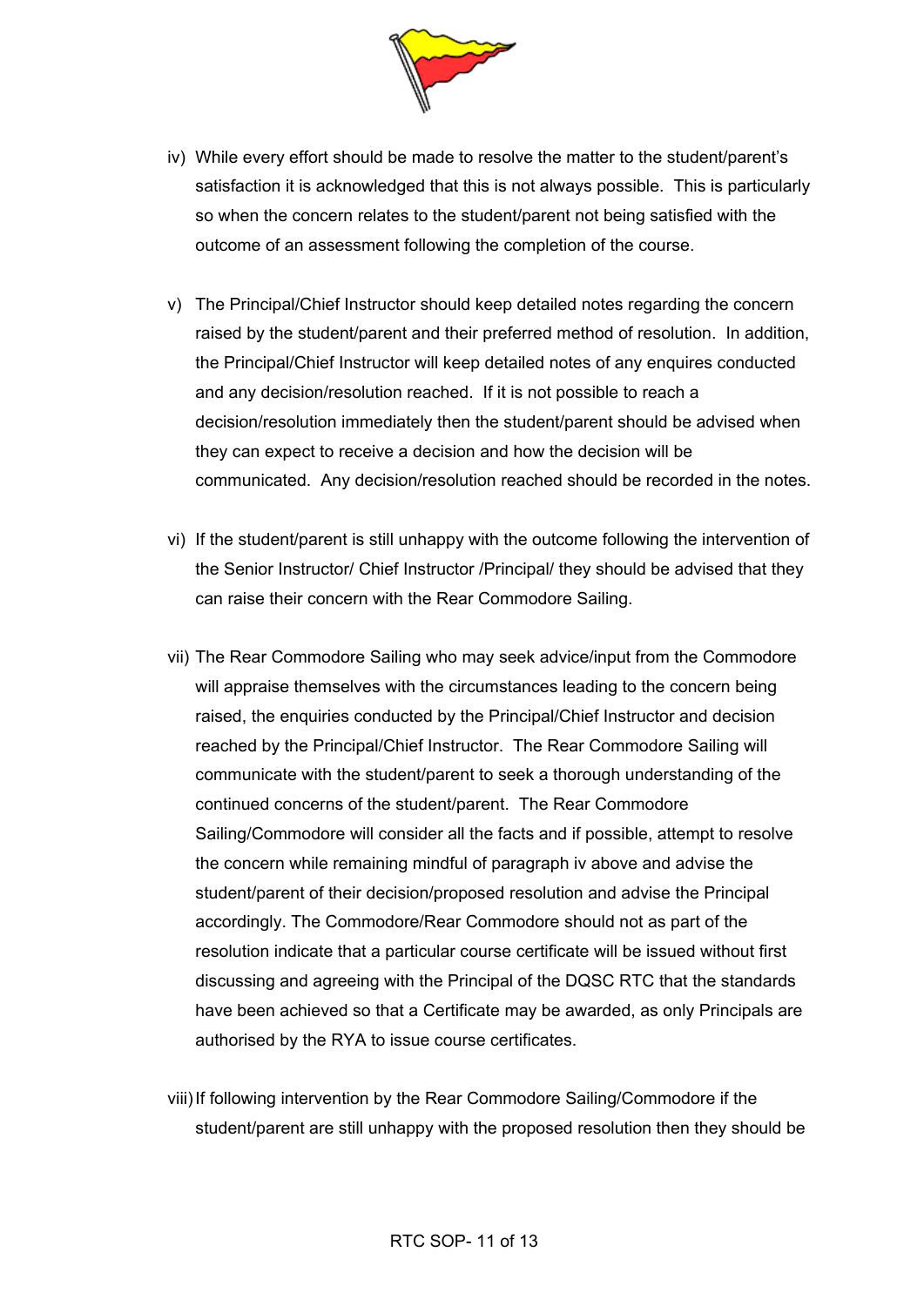iv) While every effort should be made to resolve the matter to the student/parent's satisfaction it is acknowledged that this is not always possible. This is particularly so when the concern relates to the student/parent not being satisfied with the outcome of an assessment following the completion of the course.

v) The Principal/Chief Instructor should keep detailed notes regarding the concern raised by the student/parent and their preferred method of resolution. In addition, the Principal/Chief Instructor will keep detailed notes of any enquires conducted and any decision/resolution reached. If it is not possible to reach a decision/resolution immediately then the student/parent should be advised when they can expect to receive a decision and how the decision will be communicated. Any decision/resolution reached should be recorded in the notes.

vi) If the student/parent is still unhappy with the outcome following the intervention of the Senior Instructor/ Chief Instructor /Principal/ they should be advised that they can raise their concern with the Rear Commodore Sailing.

vii) The Rear Commodore Sailing who may seek advice/input from the Commodore will appraise themselves with the circumstances leading to the concern being raised, the enquiries conducted by the Principal/Chief Instructor and decision reached by the Principal/Chief Instructor. The Rear Commodore Sailing will communicate with the student/parent to seek a thorough understanding of the continued concerns of the student/parent. The Rear Commodore Sailing/Commodore will consider all the facts and if possible, attempt to resolve the concern while remaining mindful of paragraph iv above and advise the student/parent of their decision/proposed resolution and advise the Principal accordingly. The Commodore/Rear Commodore should not as part of the resolution indicate that a particular course certificate will be issued without first discussing and agreeing with the Principal of the DQSC RTC that the standards have been achieved so that a Certificate may be awarded, as only Principals are authorised by the RYA to issue course certificates.

viii) If following intervention by the Rear Commodore Sailing/Commodore if the student/parent are still unhappy with the proposed resolution then they should be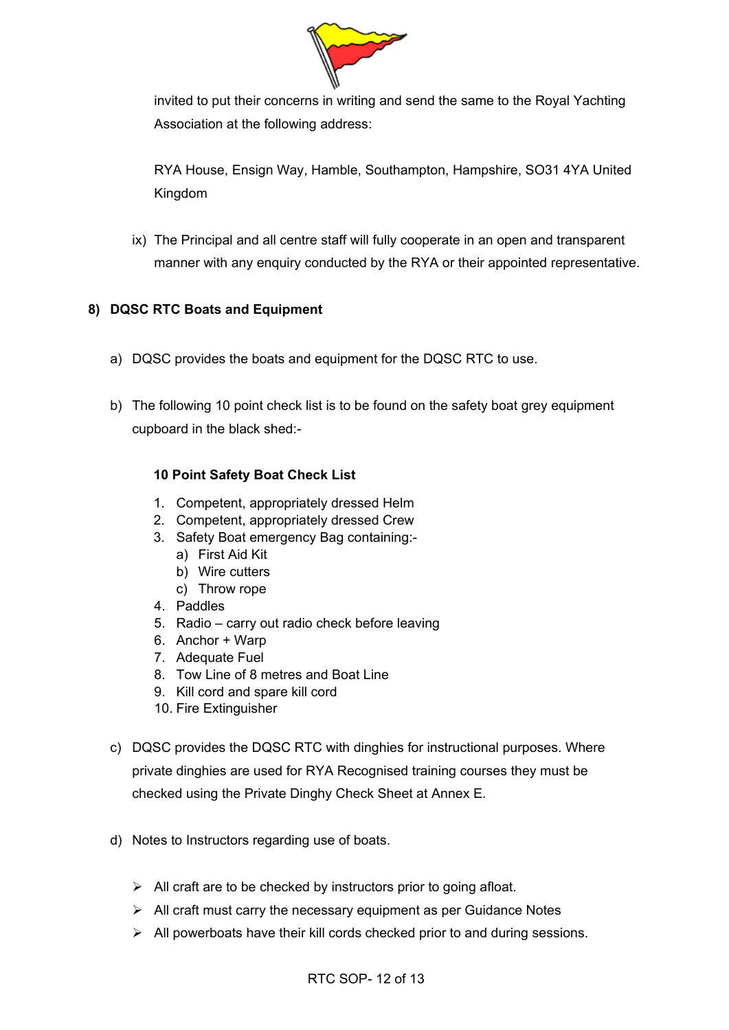invited to put their concerns in writing and send the same to the Royal Yachting Association at the following address:

RYA House, Ensign Way, Hamble, Southampton, Hampshire, SO31 4YA United Kingdom

ix) The Principal and all centre staff will fully cooperate in an open and transparent manner with any enquiry conducted by the RYA or their appointed representative.

## 8) DQSC RTC Boats and Equipment

a) DQSC provides the boats and equipment for the DQSC RTC to use.

b) The following 10 point check list is to be found on the safety boat grey equipment cupboard in the black shed:-

**10 Point Safety Boat Check List**

1. Competent, appropriately dressed Helm
2. Competent, appropriately dressed Crew
3. Safety Boat emergency Bag containing:-
   a) First Aid Kit
   b) Wire cutters
   c) Throw rope
4. Paddles
5. Radio – carry out radio check before leaving
6. Anchor + Warp
7. Adequate Fuel
8. Tow Line of 8 metres and Boat Line
9. Kill cord and spare kill cord
10. Fire Extinguisher

c) DQSC provides the DQSC RTC with dinghies for instructional purposes. Where private dinghies are used for RYA Recognised training courses they must be checked using the Private Dinghy Check Sheet at Annex E.

d) Notes to Instructors regarding use of boats.

- All craft are to be checked by instructors prior to going afloat.
- All craft must carry the necessary equipment as per Guidance Notes
- All powerboats have their kill cords checked prior to and during sessions.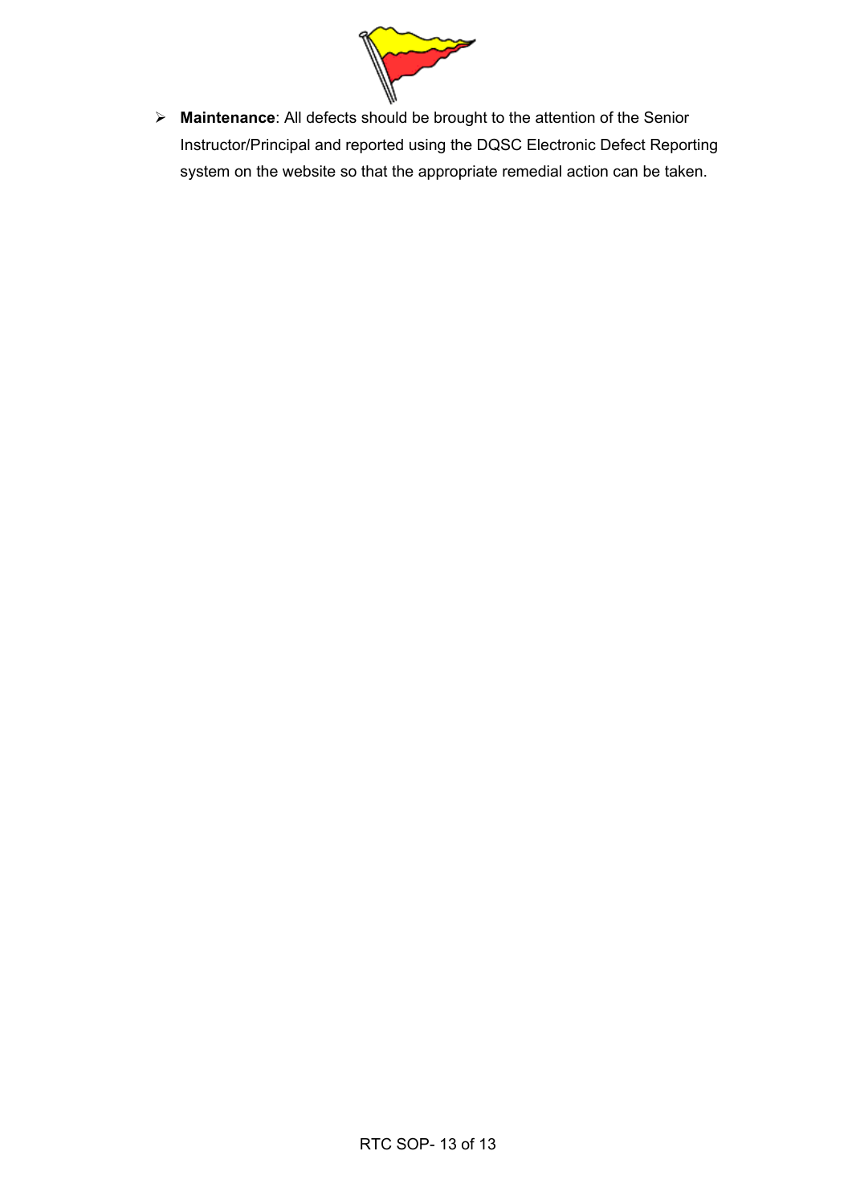- **Maintenance**: All defects should be brought to the attention of the Senior Instructor/Principal and reported using the DQSC Electronic Defect Reporting system on the website so that the appropriate remedial action can be taken.